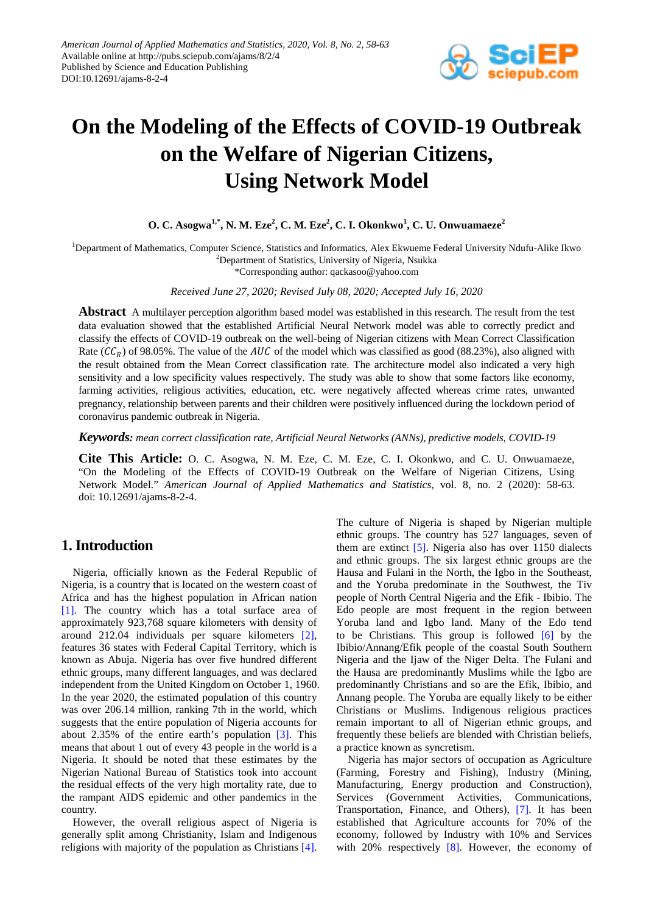# On the Modeling of the Effects of COVID-19 Outbreak on the Welfare of Nigerian Citizens, Using Network Model

**O. C. Asogwa[1,*], N. M. Eze[2], C. M. Eze[2], C. I. Okonkwo[1], C. U. Onwuamaeze[2]**

[1]Department of Mathematics, Computer Science, Statistics and Informatics, Alex Ekwueme Federal University Ndufu-Alike Ikwo
[2]Department of Statistics, University of Nigeria, Nsukka
*Corresponding author: qackasoo@yahoo.com

*Received June 27, 2020; Revised July 08, 2020; Accepted July 16, 2020*

**Abstract** A multilayer perception algorithm based model was established in this research. The result from the test data evaluation showed that the established Artificial Neural Network model was able to correctly predict and classify the effects of COVID-19 outbreak on the well-being of Nigerian citizens with Mean Correct Classification Rate ($CC_R$) of 98.05%. The value of the $AUC$ of the model which was classified as good (88.23%), also aligned with the result obtained from the Mean Correct classification rate. The architecture model also indicated a very high sensitivity and a low specificity values respectively. The study was able to show that some factors like economy, farming activities, religious activities, education, etc. were negatively affected whereas crime rates, unwanted pregnancy, relationship between parents and their children were positively influenced during the lockdown period of coronavirus pandemic outbreak in Nigeria.

***Keywords:*** *mean correct classification rate, Artificial Neural Networks (ANNs), predictive models, COVID-19*

**Cite This Article:** O. C. Asogwa, N. M. Eze, C. M. Eze, C. I. Okonkwo, and C. U. Onwuamaeze, "On the Modeling of the Effects of COVID-19 Outbreak on the Welfare of Nigerian Citizens, Using Network Model." *American Journal of Applied Mathematics and Statistics*, vol. 8, no. 2 (2020): 58-63. doi: 10.12691/ajams-8-2-4.

## 1. Introduction

Nigeria, officially known as the Federal Republic of Nigeria, is a country that is located on the western coast of Africa and has the highest population in African nation [1]. The country which has a total surface area of approximately 923,768 square kilometers with density of around 212.04 individuals per square kilometers [2], features 36 states with Federal Capital Territory, which is known as Abuja. Nigeria has over five hundred different ethnic groups, many different languages, and was declared independent from the United Kingdom on October 1, 1960. In the year 2020, the estimated population of this country was over 206.14 million, ranking 7th in the world, which suggests that the entire population of Nigeria accounts for about 2.35% of the entire earth's population [3]. This means that about 1 out of every 43 people in the world is a Nigeria. It should be noted that these estimates by the Nigerian National Bureau of Statistics took into account the residual effects of the very high mortality rate, due to the rampant AIDS epidemic and other pandemics in the country.

However, the overall religious aspect of Nigeria is generally split among Christianity, Islam and Indigenous religions with majority of the population as Christians [4]. The culture of Nigeria is shaped by Nigerian multiple ethnic groups. The country has 527 languages, seven of them are extinct [5]. Nigeria also has over 1150 dialects and ethnic groups. The six largest ethnic groups are the Hausa and Fulani in the North, the Igbo in the Southeast, and the Yoruba predominate in the Southwest, the Tiv people of North Central Nigeria and the Efik - Ibibio. The Edo people are most frequent in the region between Yoruba land and Igbo land. Many of the Edo tend to be Christians. This group is followed [6] by the Ibibio/Annang/Efik people of the coastal South Southern Nigeria and the Ijaw of the Niger Delta. The Fulani and the Hausa are predominantly Muslims while the Igbo are predominantly Christians and so are the Efik, Ibibio, and Annang people. The Yoruba are equally likely to be either Christians or Muslims. Indigenous religious practices remain important to all of Nigerian ethnic groups, and frequently these beliefs are blended with Christian beliefs, a practice known as syncretism.

Nigeria has major sectors of occupation as Agriculture (Farming, Forestry and Fishing), Industry (Mining, Manufacturing, Energy production and Construction), Services (Government Activities, Communications, Transportation, Finance, and Others), [7]. It has been established that Agriculture accounts for 70% of the economy, followed by Industry with 10% and Services with 20% respectively [8]. However, the economy of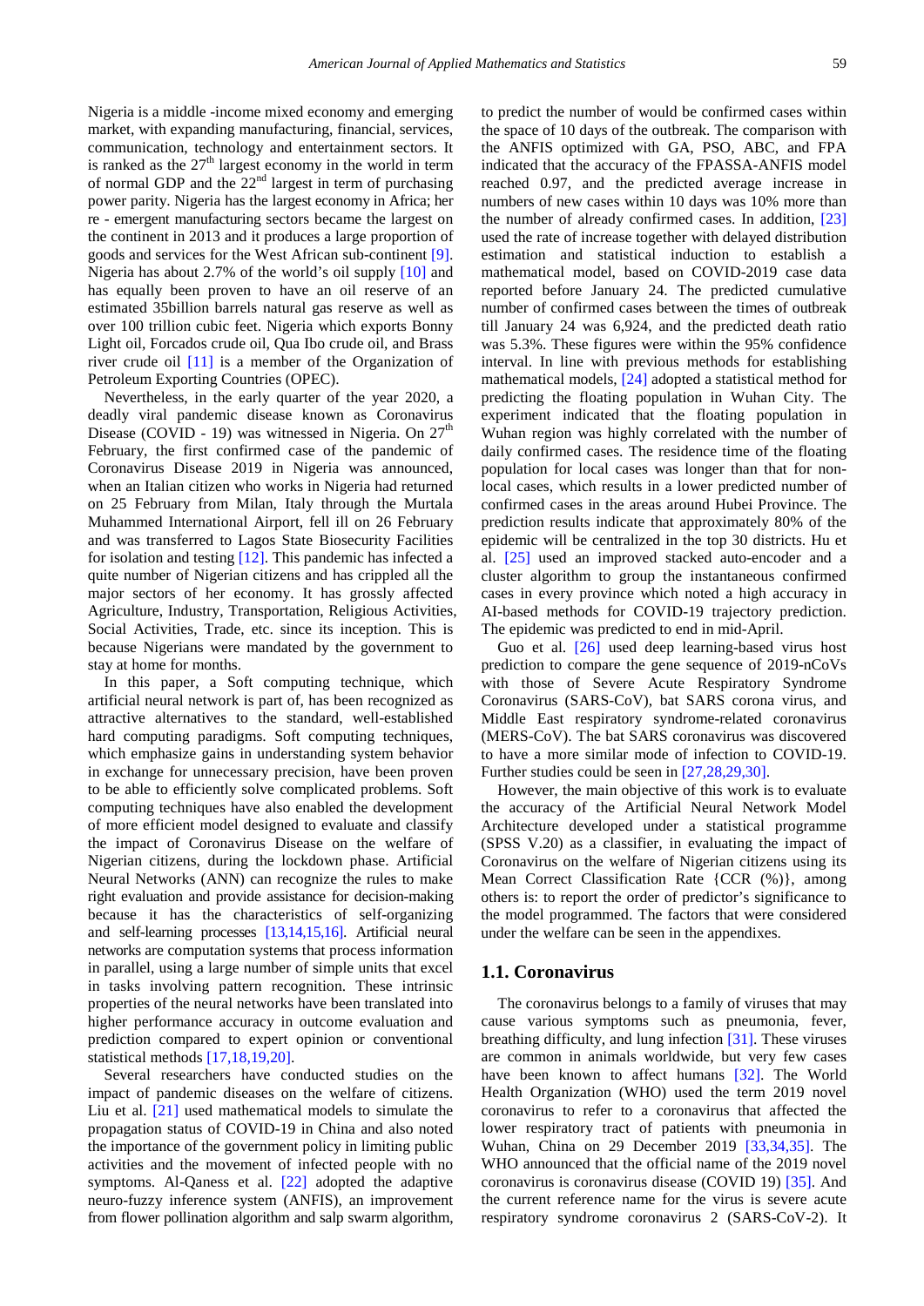Nigeria is a middle -income mixed economy and emerging market, with expanding manufacturing, financial, services, communication, technology and entertainment sectors. It is ranked as the 27th largest economy in the world in term of normal GDP and the 22nd largest in term of purchasing power parity. Nigeria has the largest economy in Africa; her re - emergent manufacturing sectors became the largest on the continent in 2013 and it produces a large proportion of goods and services for the West African sub-continent [9]. Nigeria has about 2.7% of the world's oil supply [10] and has equally been proven to have an oil reserve of an estimated 35billion barrels natural gas reserve as well as over 100 trillion cubic feet. Nigeria which exports Bonny Light oil, Forcados crude oil, Qua Ibo crude oil, and Brass river crude oil [11] is a member of the Organization of Petroleum Exporting Countries (OPEC).

Nevertheless, in the early quarter of the year 2020, a deadly viral pandemic disease known as Coronavirus Disease (COVID - 19) was witnessed in Nigeria. On 27th February, the first confirmed case of the pandemic of Coronavirus Disease 2019 in Nigeria was announced, when an Italian citizen who works in Nigeria had returned on 25 February from Milan, Italy through the Murtala Muhammed International Airport, fell ill on 26 February and was transferred to Lagos State Biosecurity Facilities for isolation and testing [12]. This pandemic has infected a quite number of Nigerian citizens and has crippled all the major sectors of her economy. It has grossly affected Agriculture, Industry, Transportation, Religious Activities, Social Activities, Trade, etc. since its inception. This is because Nigerians were mandated by the government to stay at home for months.

In this paper, a Soft computing technique, which artificial neural network is part of, has been recognized as attractive alternatives to the standard, well-established hard computing paradigms. Soft computing techniques, which emphasize gains in understanding system behavior in exchange for unnecessary precision, have been proven to be able to efficiently solve complicated problems. Soft computing techniques have also enabled the development of more efficient model designed to evaluate and classify the impact of Coronavirus Disease on the welfare of Nigerian citizens, during the lockdown phase. Artificial Neural Networks (ANN) can recognize the rules to make right evaluation and provide assistance for decision-making because it has the characteristics of self-organizing and self-learning processes [13,14,15,16]. Artificial neural networks are computation systems that process information in parallel, using a large number of simple units that excel in tasks involving pattern recognition. These intrinsic properties of the neural networks have been translated into higher performance accuracy in outcome evaluation and prediction compared to expert opinion or conventional statistical methods [17,18,19,20].

Several researchers have conducted studies on the impact of pandemic diseases on the welfare of citizens. Liu et al. [21] used mathematical models to simulate the propagation status of COVID-19 in China and also noted the importance of the government policy in limiting public activities and the movement of infected people with no symptoms. Al-Qaness et al. [22] adopted the adaptive neuro-fuzzy inference system (ANFIS), an improvement from flower pollination algorithm and salp swarm algorithm, to predict the number of would be confirmed cases within the space of 10 days of the outbreak. The comparison with the ANFIS optimized with GA, PSO, ABC, and FPA indicated that the accuracy of the FPASSA-ANFIS model reached 0.97, and the predicted average increase in numbers of new cases within 10 days was 10% more than the number of already confirmed cases. In addition, [23] used the rate of increase together with delayed distribution estimation and statistical induction to establish a mathematical model, based on COVID-2019 case data reported before January 24. The predicted cumulative number of confirmed cases between the times of outbreak till January 24 was 6,924, and the predicted death ratio was 5.3%. These figures were within the 95% confidence interval. In line with previous methods for establishing mathematical models, [24] adopted a statistical method for predicting the floating population in Wuhan City. The experiment indicated that the floating population in Wuhan region was highly correlated with the number of daily confirmed cases. The residence time of the floating population for local cases was longer than that for non-local cases, which results in a lower predicted number of confirmed cases in the areas around Hubei Province. The prediction results indicate that approximately 80% of the epidemic will be centralized in the top 30 districts. Hu et al. [25] used an improved stacked auto-encoder and a cluster algorithm to group the instantaneous confirmed cases in every province which noted a high accuracy in AI-based methods for COVID-19 trajectory prediction. The epidemic was predicted to end in mid-April.

Guo et al. [26] used deep learning-based virus host prediction to compare the gene sequence of 2019-nCoVs with those of Severe Acute Respiratory Syndrome Coronavirus (SARS-CoV), bat SARS corona virus, and Middle East respiratory syndrome-related coronavirus (MERS-CoV). The bat SARS coronavirus was discovered to have a more similar mode of infection to COVID-19. Further studies could be seen in [27,28,29,30].

However, the main objective of this work is to evaluate the accuracy of the Artificial Neural Network Model Architecture developed under a statistical programme (SPSS V.20) as a classifier, in evaluating the impact of Coronavirus on the welfare of Nigerian citizens using its Mean Correct Classification Rate {CCR (%)}, among others is: to report the order of predictor's significance to the model programmed. The factors that were considered under the welfare can be seen in the appendixes.

## 1.1. Coronavirus

The coronavirus belongs to a family of viruses that may cause various symptoms such as pneumonia, fever, breathing difficulty, and lung infection [31]. These viruses are common in animals worldwide, but very few cases have been known to affect humans [32]. The World Health Organization (WHO) used the term 2019 novel coronavirus to refer to a coronavirus that affected the lower respiratory tract of patients with pneumonia in Wuhan, China on 29 December 2019 [33,34,35]. The WHO announced that the official name of the 2019 novel coronavirus is coronavirus disease (COVID 19) [35]. And the current reference name for the virus is severe acute respiratory syndrome coronavirus 2 (SARS-CoV-2). It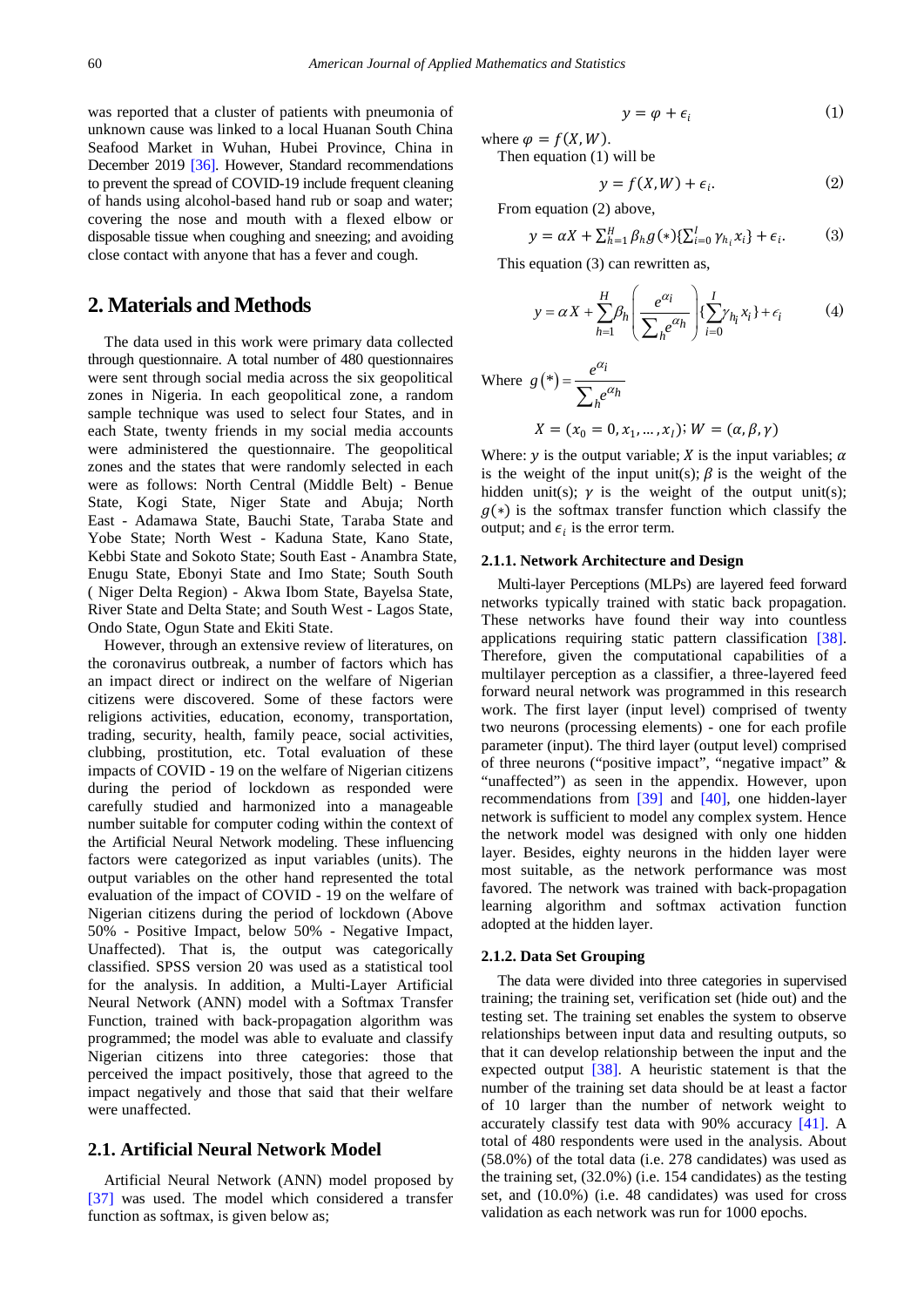was reported that a cluster of patients with pneumonia of unknown cause was linked to a local Huanan South China Seafood Market in Wuhan, Hubei Province, China in December 2019 [36]. However, Standard recommendations to prevent the spread of COVID-19 include frequent cleaning of hands using alcohol-based hand rub or soap and water; covering the nose and mouth with a flexed elbow or disposable tissue when coughing and sneezing; and avoiding close contact with anyone that has a fever and cough.

## 2. Materials and Methods

The data used in this work were primary data collected through questionnaire. A total number of 480 questionnaires were sent through social media across the six geopolitical zones in Nigeria. In each geopolitical zone, a random sample technique was used to select four States, and in each State, twenty friends in my social media accounts were administered the questionnaire. The geopolitical zones and the states that were randomly selected in each were as follows: North Central (Middle Belt) - Benue State, Kogi State, Niger State and Abuja; North East - Adamawa State, Bauchi State, Taraba State and Yobe State; North West - Kaduna State, Kano State, Kebbi State and Sokoto State; South East - Anambra State, Enugu State, Ebonyi State and Imo State; South South ( Niger Delta Region) - Akwa Ibom State, Bayelsa State, River State and Delta State; and South West - Lagos State, Ondo State, Ogun State and Ekiti State.

However, through an extensive review of literatures, on the coronavirus outbreak, a number of factors which has an impact direct or indirect on the welfare of Nigerian citizens were discovered. Some of these factors were religions activities, education, economy, transportation, trading, security, health, family peace, social activities, clubbing, prostitution, etc. Total evaluation of these impacts of COVID - 19 on the welfare of Nigerian citizens during the period of lockdown as responded were carefully studied and harmonized into a manageable number suitable for computer coding within the context of the Artificial Neural Network modeling. These influencing factors were categorized as input variables (units). The output variables on the other hand represented the total evaluation of the impact of COVID - 19 on the welfare of Nigerian citizens during the period of lockdown (Above 50% - Positive Impact, below 50% - Negative Impact, Unaffected). That is, the output was categorically classified. SPSS version 20 was used as a statistical tool for the analysis. In addition, a Multi-Layer Artificial Neural Network (ANN) model with a Softmax Transfer Function, trained with back-propagation algorithm was programmed; the model was able to evaluate and classify Nigerian citizens into three categories: those that perceived the impact positively, those that agreed to the impact negatively and those that said that their welfare were unaffected.

### 2.1. Artificial Neural Network Model

Artificial Neural Network (ANN) model proposed by [37] was used. The model which considered a transfer function as softmax, is given below as;

$$y = \varphi + \epsilon_i \tag{1}$$

where $\varphi = f(X, W)$.

Then equation (1) will be

$$y = f(X, W) + \epsilon_i. \tag{2}$$

From equation (2) above,

$$y = \alpha X + \sum_{h=1}^{H} \beta_h g(*)\{\sum_{i=0}^{I} \gamma_{h_i} x_i\} + \epsilon_i. \tag{3}$$

This equation (3) can rewritten as,

$$y = \alpha X + \sum_{h=1}^{H} \beta_h \left( \frac{e^{\alpha_i}}{\sum_h e^{\alpha_h}} \right) \{\sum_{i=0}^{I} \gamma_{h_i} x_i\} + \epsilon_i \tag{4}$$

Where $g(*) = \dfrac{e^{\alpha_i}}{\sum_h e^{\alpha_h}}$

$$X = (x_0 = 0, x_1, \dots, x_I);\ W = (\alpha, \beta, \gamma)$$

Where: $y$ is the output variable; $X$ is the input variables; $\alpha$ is the weight of the input unit(s); $\beta$ is the weight of the hidden unit(s); $\gamma$ is the weight of the output unit(s); $g(*)$ is the softmax transfer function which classify the output; and $\epsilon_i$ is the error term.

#### 2.1.1. Network Architecture and Design

Multi-layer Perceptions (MLPs) are layered feed forward networks typically trained with static back propagation. These networks have found their way into countless applications requiring static pattern classification [38]. Therefore, given the computational capabilities of a multilayer perception as a classifier, a three-layered feed forward neural network was programmed in this research work. The first layer (input level) comprised of twenty two neurons (processing elements) - one for each profile parameter (input). The third layer (output level) comprised of three neurons ("positive impact", "negative impact" & "unaffected") as seen in the appendix. However, upon recommendations from [39] and [40], one hidden-layer network is sufficient to model any complex system. Hence the network model was designed with only one hidden layer. Besides, eighty neurons in the hidden layer were most suitable, as the network performance was most favored. The network was trained with back-propagation learning algorithm and softmax activation function adopted at the hidden layer.

#### 2.1.2. Data Set Grouping

The data were divided into three categories in supervised training; the training set, verification set (hide out) and the testing set. The training set enables the system to observe relationships between input data and resulting outputs, so that it can develop relationship between the input and the expected output [38]. A heuristic statement is that the number of the training set data should be at least a factor of 10 larger than the number of network weight to accurately classify test data with 90% accuracy [41]. A total of 480 respondents were used in the analysis. About (58.0%) of the total data (i.e. 278 candidates) was used as the training set, (32.0%) (i.e. 154 candidates) as the testing set, and (10.0%) (i.e. 48 candidates) was used for cross validation as each network was run for 1000 epochs.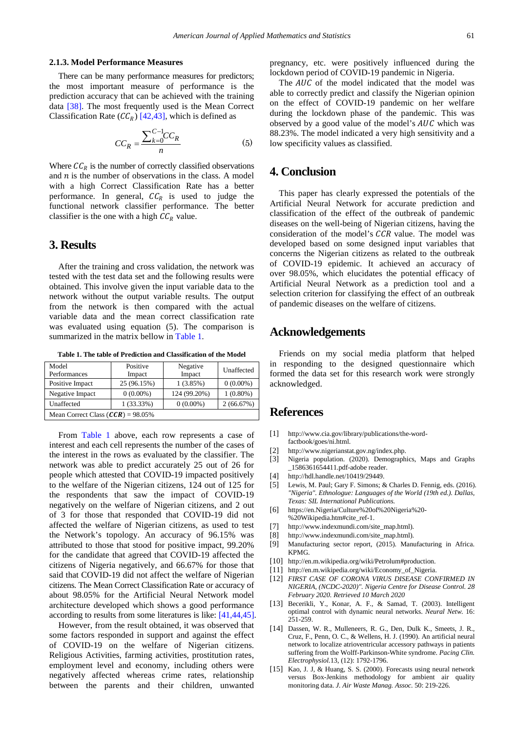#### 2.1.3. Model Performance Measures

There can be many performance measures for predictors; the most important measure of performance is the prediction accuracy that can be achieved with the training data [38]. The most frequently used is the Mean Correct Classification Rate ($CC_R$) [42,43], which is defined as

$$CC_R = \frac{\sum_{k=0}^{C-1} CC_R}{n} \quad (5)$$

Where $CC_R$ is the number of correctly classified observations and $n$ is the number of observations in the class. A model with a high Correct Classification Rate has a better performance. In general, $CC_R$ is used to judge the functional network classifier performance. The better classifier is the one with a high $CC_R$ value.

## 3. Results

After the training and cross validation, the network was tested with the test data set and the following results were obtained. This involve given the input variable data to the network without the output variable results. The output from the network is then compared with the actual variable data and the mean correct classification rate was evaluated using equation (5). The comparison is summarized in the matrix bellow in Table 1.

**Table 1. The table of Prediction and Classification of the Model**

| Model Performances | Positive Impact | Negative Impact | Unaffected |
|---|---|---|---|
| Positive Impact | 25 (96.15%) | 1 (3.85%) | 0 (0.00%) |
| Negative Impact | 0 (0.00%) | 124 (99.20%) | 1 (0.80%) |
| Unaffected | 1 (33.33%) | 0 (0.00%) | 2 (66.67%) |
| Mean Correct Class ($\boldsymbol{CCR}$) = 98.05% | | | |

From Table 1 above, each row represents a case of interest and each cell represents the number of the cases of the interest in the rows as evaluated by the classifier. The network was able to predict accurately 25 out of 26 for people which attested that COVID-19 impacted positively to the welfare of the Nigerian citizens, 124 out of 125 for the respondents that saw the impact of COVID-19 negatively on the welfare of Nigerian citizens, and 2 out of 3 for those that responded that COVID-19 did not affected the welfare of Nigerian citizens, as used to test the Network's topology. An accuracy of 96.15% was attributed to those that stood for positive impact, 99.20% for the candidate that agreed that COVID-19 affected the citizens of Nigeria negatively, and 66.67% for those that said that COVID-19 did not affect the welfare of Nigerian citizens. The Mean Correct Classification Rate or accuracy of about 98.05% for the Artificial Neural Network model architecture developed which shows a good performance according to results from some literatures is like: [41,44,45].

However, from the result obtained, it was observed that some factors responded in support and against the effect of COVID-19 on the welfare of Nigerian citizens. Religious Activities, farming activities, prostitution rates, employment level and economy, including others were negatively affected whereas crime rates, relationship between the parents and their children, unwanted pregnancy, etc. were positively influenced during the lockdown period of COVID-19 pandemic in Nigeria.

The $AUC$ of the model indicated that the model was able to correctly predict and classify the Nigerian opinion on the effect of COVID-19 pandemic on her welfare during the lockdown phase of the pandemic. This was observed by a good value of the model's $AUC$ which was 88.23%. The model indicated a very high sensitivity and a low specificity values as classified.

## 4. Conclusion

This paper has clearly expressed the potentials of the Artificial Neural Network for accurate prediction and classification of the effect of the outbreak of pandemic diseases on the well-being of Nigerian citizens, having the consideration of the model's $CCR$ value. The model was developed based on some designed input variables that concerns the Nigerian citizens as related to the outbreak of COVID-19 epidemic. It achieved an accuracy of over 98.05%, which elucidates the potential efficacy of Artificial Neural Network as a prediction tool and a selection criterion for classifying the effect of an outbreak of pandemic diseases on the welfare of citizens.

## Acknowledgements

Friends on my social media platform that helped in responding to the designed questionnaire which formed the data set for this research work were strongly acknowledged.

## References

[1] http://www.cia.gov/library/publications/the-word-factbook/goes/ni.html.

[2] http://www.nigerianstat.gov.ng/index.php.

[3] Nigeria population. (2020). Demographics, Maps and Graphs _1586361654411.pdf-adobe reader.

[4] http://hdl.handle.net/10419/29449.

[5] Lewis, M. Paul; Gary F. Simons; & Charles D. Fennig, eds. (2016). *"Nigeria". Ethnologue: Languages of the World (19th ed.). Dallas, Texas: SIL International Publications.*

[6] https://en.Nigeria/Culture%20of%20Nigeria%20-%20Wikipedia.htm#cite_ref-1.

[7] http://www.indexmundi.com/site_map.html).

[8] http://www.indexmundi.com/site_map.html).

[9] Manufacturing sector report, (2015). Manufacturing in Africa. KPMG.

[10] http://en.m.wikipedia.org/wiki/Petrolum#production.

[11] http://en.m.wikipedia.org/wiki/Economy_of_Nigeria.

[12] *FIRST CASE OF CORONA VIRUS DISEASE CONFIRMED IN NIGERIA, (NCDC-2020)". Nigeria Centre for Disease Control. 28 February 2020. Retrieved 10 March 2020*

[13] Becerikli, Y., Konar, A. F., & Samad, T. (2003). Intelligent optimal control with dynamic neural networks. *Neural Netw.* 16: 251-259.

[14] Dassen, W. R., Mulleneers, R. G., Den, Dulk K., Smeets, J. R., Cruz, F., Penn, O. C., & Wellens, H. J. (1990). An artificial neural network to localize atrioventricular accessory pathways in patients suffering from the Wolff-Parkinson-White syndrome. *Pacing Clin. Electrophysiol.*13, (12): 1792-1796.

[15] Kao, J. J, & Huang, S. S. (2000). Forecasts using neural network versus Box-Jenkins methodology for ambient air quality monitoring data. *J. Air Waste Manag. Assoc.* 50: 219-226.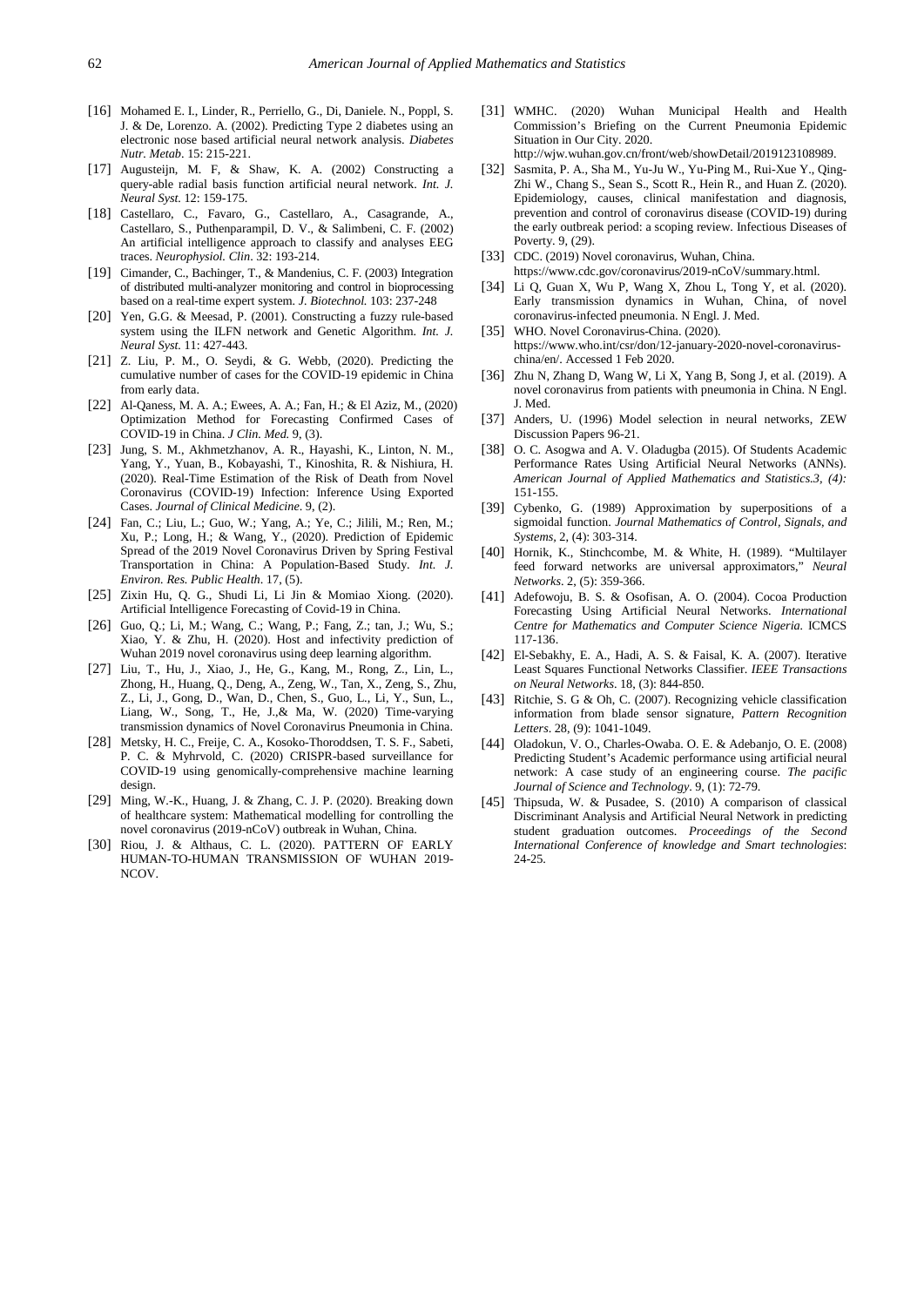[16] Mohamed E. I., Linder, R., Perriello, G., Di, Daniele. N., Poppl, S. J. & De, Lorenzo. A. (2002). Predicting Type 2 diabetes using an electronic nose based artificial neural network analysis. *Diabetes Nutr. Metab*. 15: 215-221.

[17] Augusteijn, M. F, & Shaw, K. A. (2002) Constructing a query-able radial basis function artificial neural network. *Int. J. Neural Syst.* 12: 159-175.

[18] Castellaro, C., Favaro, G., Castellaro, A., Casagrande, A., Castellaro, S., Puthenparampil, D. V., & Salimbeni, C. F. (2002) An artificial intelligence approach to classify and analyses EEG traces. *Neurophysiol. Clin*. 32: 193-214.

[19] Cimander, C., Bachinger, T., & Mandenius, C. F. (2003) Integration of distributed multi-analyzer monitoring and control in bioprocessing based on a real-time expert system. *J. Biotechnol.* 103: 237-248

[20] Yen, G.G. & Meesad, P. (2001). Constructing a fuzzy rule-based system using the ILFN network and Genetic Algorithm. *Int. J. Neural Syst.* 11: 427-443.

[21] Z. Liu, P. M., O. Seydi, & G. Webb, (2020). Predicting the cumulative number of cases for the COVID-19 epidemic in China from early data.

[22] Al-Qaness, M. A. A.; Ewees, A. A.; Fan, H.; & El Aziz, M., (2020) Optimization Method for Forecasting Confirmed Cases of COVID-19 in China. *J Clin. Med.* 9, (3).

[23] Jung, S. M., Akhmetzhanov, A. R., Hayashi, K., Linton, N. M., Yang, Y., Yuan, B., Kobayashi, T., Kinoshita, R. & Nishiura, H. (2020). Real-Time Estimation of the Risk of Death from Novel Coronavirus (COVID-19) Infection: Inference Using Exported Cases. *Journal of Clinical Medicine*. 9, (2).

[24] Fan, C.; Liu, L.; Guo, W.; Yang, A.; Ye, C.; Jilili, M.; Ren, M.; Xu, P.; Long, H.; & Wang, Y., (2020). Prediction of Epidemic Spread of the 2019 Novel Coronavirus Driven by Spring Festival Transportation in China: A Population-Based Study. *Int. J. Environ. Res. Public Health*. 17, (5).

[25] Zixin Hu, Q. G., Shudi Li, Li Jin & Momiao Xiong. (2020). Artificial Intelligence Forecasting of Covid-19 in China.

[26] Guo, Q.; Li, M.; Wang, C.; Wang, P.; Fang, Z.; tan, J.; Wu, S.; Xiao, Y. & Zhu, H. (2020). Host and infectivity prediction of Wuhan 2019 novel coronavirus using deep learning algorithm.

[27] Liu, T., Hu, J., Xiao, J., He, G., Kang, M., Rong, Z., Lin, L., Zhong, H., Huang, Q., Deng, A., Zeng, W., Tan, X., Zeng, S., Zhu, Z., Li, J., Gong, D., Wan, D., Chen, S., Guo, L., Li, Y., Sun, L., Liang, W., Song, T., He, J.,& Ma, W. (2020) Time-varying transmission dynamics of Novel Coronavirus Pneumonia in China.

[28] Metsky, H. C., Freije, C. A., Kosoko-Thoroddsen, T. S. F., Sabeti, P. C. & Myhrvold, C. (2020) CRISPR-based surveillance for COVID-19 using genomically-comprehensive machine learning design.

[29] Ming, W.-K., Huang, J. & Zhang, C. J. P. (2020). Breaking down of healthcare system: Mathematical modelling for controlling the novel coronavirus (2019-nCoV) outbreak in Wuhan, China.

[30] Riou, J. & Althaus, C. L. (2020). PATTERN OF EARLY HUMAN-TO-HUMAN TRANSMISSION OF WUHAN 2019-NCOV.

[31] WMHC. (2020) Wuhan Municipal Health and Health Commission's Briefing on the Current Pneumonia Epidemic Situation in Our City. 2020. http://wjw.wuhan.gov.cn/front/web/showDetail/2019123108989.

[32] Sasmita, P. A., Sha M., Yu-Ju W., Yu-Ping M., Rui-Xue Y., Qing-Zhi W., Chang S., Sean S., Scott R., Hein R., and Huan Z. (2020). Epidemiology, causes, clinical manifestation and diagnosis, prevention and control of coronavirus disease (COVID-19) during the early outbreak period: a scoping review. Infectious Diseases of Poverty. 9, (29).

[33] CDC. (2019) Novel coronavirus, Wuhan, China. https://www.cdc.gov/coronavirus/2019-nCoV/summary.html.

[34] Li Q, Guan X, Wu P, Wang X, Zhou L, Tong Y, et al. (2020). Early transmission dynamics in Wuhan, China, of novel coronavirus-infected pneumonia. N Engl. J. Med.

[35] WHO. Novel Coronavirus-China. (2020). https://www.who.int/csr/don/12-january-2020-novel-coronavirus-china/en/. Accessed 1 Feb 2020.

[36] Zhu N, Zhang D, Wang W, Li X, Yang B, Song J, et al. (2019). A novel coronavirus from patients with pneumonia in China. N Engl. J. Med.

[37] Anders, U. (1996) Model selection in neural networks, ZEW Discussion Papers 96-21.

[38] O. C. Asogwa and A. V. Oladugba (2015). Of Students Academic Performance Rates Using Artificial Neural Networks (ANNs). *American Journal of Applied Mathematics and Statistics.3, (4):* 151-155.

[39] Cybenko, G. (1989) Approximation by superpositions of a sigmoidal function. *Journal Mathematics of Control, Signals, and Systems*, 2, (4): 303-314.

[40] Hornik, K., Stinchcombe, M. & White, H. (1989). "Multilayer feed forward networks are universal approximators," *Neural Networks*. 2, (5): 359-366.

[41] Adefowoju, B. S. & Osofisan, A. O. (2004). Cocoa Production Forecasting Using Artificial Neural Networks. *International Centre for Mathematics and Computer Science Nigeria.* ICMCS 117-136.

[42] El-Sebakhy, E. A., Hadi, A. S. & Faisal, K. A. (2007). Iterative Least Squares Functional Networks Classifier. *IEEE Transactions on Neural Networks*. 18, (3): 844-850.

[43] Ritchie, S. G & Oh, C. (2007). Recognizing vehicle classification information from blade sensor signature, *Pattern Recognition Letters*. 28, (9): 1041-1049.

[44] Oladokun, V. O., Charles-Owaba. O. E. & Adebanjo, O. E. (2008) Predicting Student's Academic performance using artificial neural network: A case study of an engineering course. *The pacific Journal of Science and Technology*. 9, (1): 72-79.

[45] Thipsuda, W. & Pusadee, S. (2010) A comparison of classical Discriminant Analysis and Artificial Neural Network in predicting student graduation outcomes. *Proceedings of the Second International Conference of knowledge and Smart technologies*: 24-25.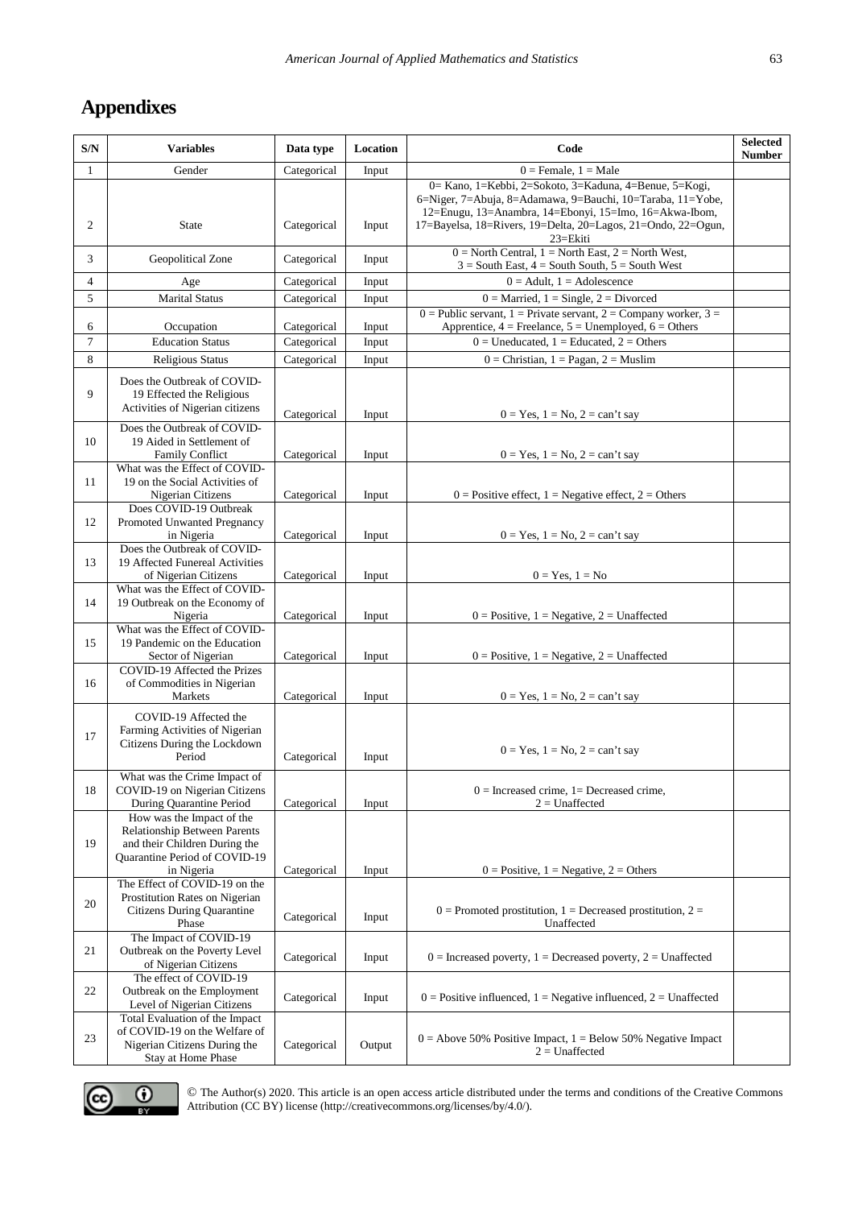# Appendixes

| S/N | Variables | Data type | Location | Code | Selected Number |
|---|---|---|---|---|---|
| 1 | Gender | Categorical | Input | 0 = Female, 1 = Male | |
| 2 | State | Categorical | Input | 0= Kano, 1=Kebbi, 2=Sokoto, 3=Kaduna, 4=Benue, 5=Kogi, 6=Niger, 7=Abuja, 8=Adamawa, 9=Bauchi, 10=Taraba, 11=Yobe, 12=Enugu, 13=Anambra, 14=Ebonyi, 15=Imo, 16=Akwa-Ibom, 17=Bayelsa, 18=Rivers, 19=Delta, 20=Lagos, 21=Ondo, 22=Ogun, 23=Ekiti | |
| 3 | Geopolitical Zone | Categorical | Input | 0 = North Central, 1 = North East, 2 = North West, 3 = South East, 4 = South South, 5 = South West | |
| 4 | Age | Categorical | Input | 0 = Adult, 1 = Adolescence | |
| 5 | Marital Status | Categorical | Input | 0 = Married, 1 = Single, 2 = Divorced | |
| 6 | Occupation | Categorical | Input | 0 = Public servant, 1 = Private servant, 2 = Company worker, 3 = Apprentice, 4 = Freelance, 5 = Unemployed, 6 = Others | |
| 7 | Education Status | Categorical | Input | 0 = Uneducated, 1 = Educated, 2 = Others | |
| 8 | Religious Status | Categorical | Input | 0 = Christian, 1 = Pagan, 2 = Muslim | |
| 9 | Does the Outbreak of COVID-19 Effected the Religious Activities of Nigerian citizens | Categorical | Input | 0 = Yes, 1 = No, 2 = can't say | |
| 10 | Does the Outbreak of COVID-19 Aided in Settlement of Family Conflict | Categorical | Input | 0 = Yes, 1 = No, 2 = can't say | |
| 11 | What was the Effect of COVID-19 on the Social Activities of Nigerian Citizens | Categorical | Input | 0 = Positive effect, 1 = Negative effect, 2 = Others | |
| 12 | Does COVID-19 Outbreak Promoted Unwanted Pregnancy in Nigeria | Categorical | Input | 0 = Yes, 1 = No, 2 = can't say | |
| 13 | Does the Outbreak of COVID-19 Affected Funereal Activities of Nigerian Citizens | Categorical | Input | 0 = Yes, 1 = No | |
| 14 | What was the Effect of COVID-19 Outbreak on the Economy of Nigeria | Categorical | Input | 0 = Positive, 1 = Negative, 2 = Unaffected | |
| 15 | What was the Effect of COVID-19 Pandemic on the Education Sector of Nigerian | Categorical | Input | 0 = Positive, 1 = Negative, 2 = Unaffected | |
| 16 | COVID-19 Affected the Prizes of Commodities in Nigerian Markets | Categorical | Input | 0 = Yes, 1 = No, 2 = can't say | |
| 17 | COVID-19 Affected the Farming Activities of Nigerian Citizens During the Lockdown Period | Categorical | Input | 0 = Yes, 1 = No, 2 = can't say | |
| 18 | What was the Crime Impact of COVID-19 on Nigerian Citizens During Quarantine Period | Categorical | Input | 0 = Increased crime, 1= Decreased crime, 2 = Unaffected | |
| 19 | How was the Impact of the Relationship Between Parents and their Children During the Quarantine Period of COVID-19 in Nigeria | Categorical | Input | 0 = Positive, 1 = Negative, 2 = Others | |
| 20 | The Effect of COVID-19 on the Prostitution Rates on Nigerian Citizens During Quarantine Phase | Categorical | Input | 0 = Promoted prostitution, 1 = Decreased prostitution, 2 = Unaffected | |
| 21 | The Impact of COVID-19 Outbreak on the Poverty Level of Nigerian Citizens | Categorical | Input | 0 = Increased poverty, 1 = Decreased poverty, 2 = Unaffected | |
| 22 | The effect of COVID-19 Outbreak on the Employment Level of Nigerian Citizens | Categorical | Input | 0 = Positive influenced, 1 = Negative influenced, 2 = Unaffected | |
| 23 | Total Evaluation of the Impact of COVID-19 on the Welfare of Nigerian Citizens During the Stay at Home Phase | Categorical | Output | 0 = Above 50% Positive Impact, 1 = Below 50% Negative Impact 2 = Unaffected | |

© The Author(s) 2020. This article is an open access article distributed under the terms and conditions of the Creative Commons Attribution (CC BY) license (http://creativecommons.org/licenses/by/4.0/).